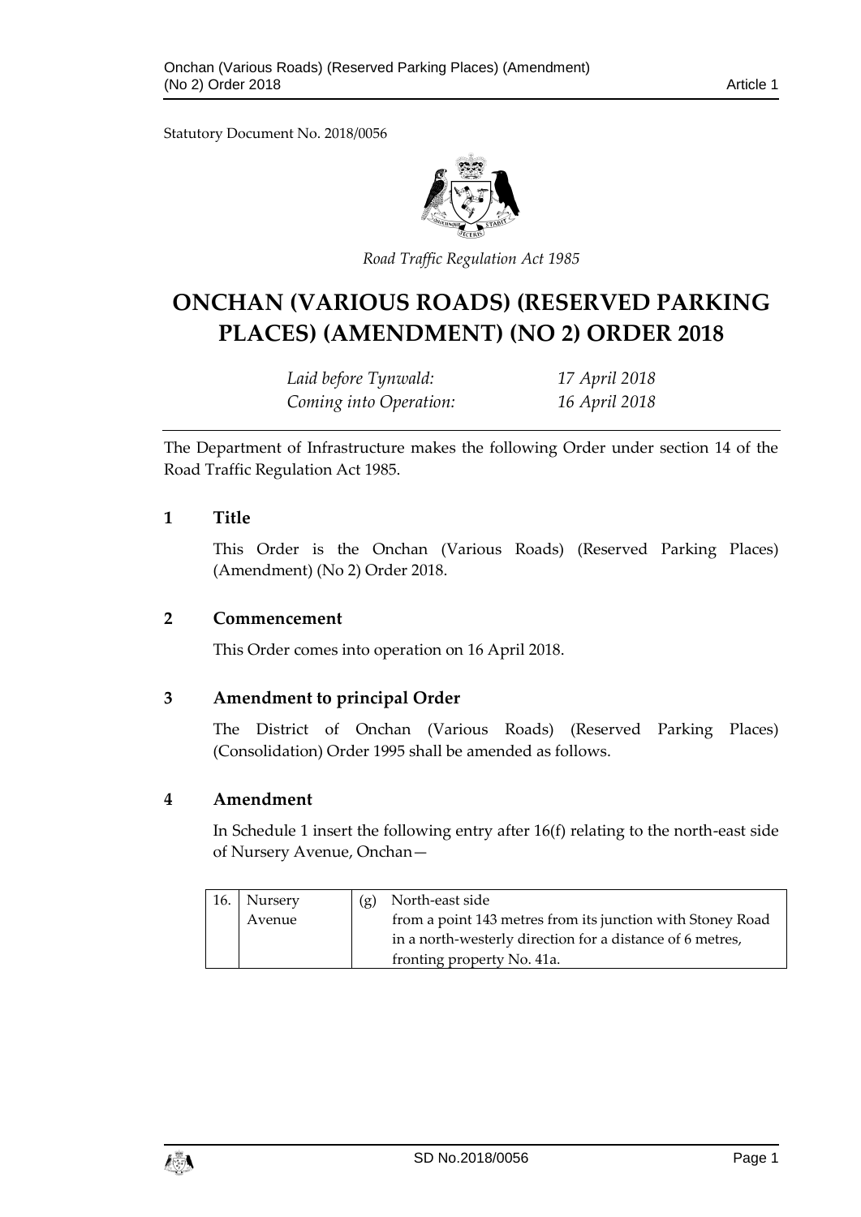Statutory Document No. 2018/0056

*Road Traffic Regulation Act 1985*

# ONCHAN (VARIOUS ROADS) (RESERVED PARKING PLACES) (AMENDMENT) (NO 2) ORDER 2018

| | |
|---|---|
| *Laid before Tynwald:* | *17 April 2018* |
| *Coming into Operation:* | *16 April 2018* |

The Department of Infrastructure makes the following Order under section 14 of the Road Traffic Regulation Act 1985.

## 1 Title

This Order is the Onchan (Various Roads) (Reserved Parking Places) (Amendment) (No 2) Order 2018.

## 2 Commencement

This Order comes into operation on 16 April 2018.

## 3 Amendment to principal Order

The District of Onchan (Various Roads) (Reserved Parking Places) (Consolidation) Order 1995 shall be amended as follows.

## 4 Amendment

In Schedule 1 insert the following entry after 16(f) relating to the north-east side of Nursery Avenue, Onchan—

| | | |
|---|---|---|
| 16. | Nursery Avenue | (g) North-east side from a point 143 metres from its junction with Stoney Road in a north-westerly direction for a distance of 6 metres, fronting property No. 41a. |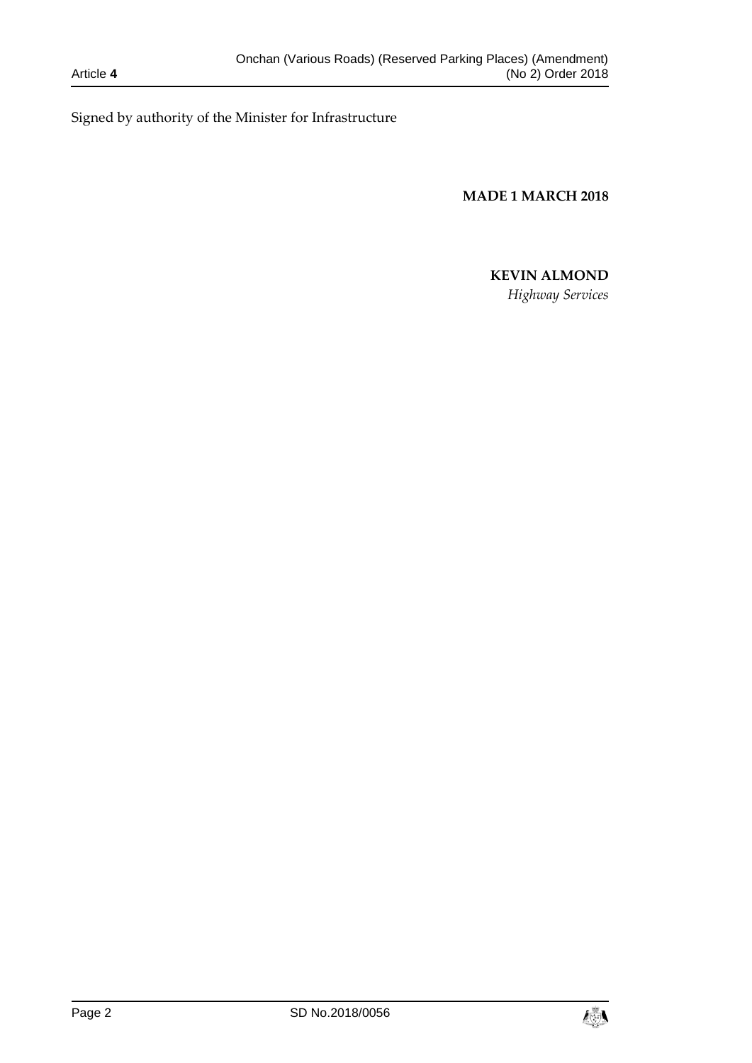Signed by authority of the Minister for Infrastructure

**MADE 1 MARCH 2018**

**KEVIN ALMOND**

*Highway Services*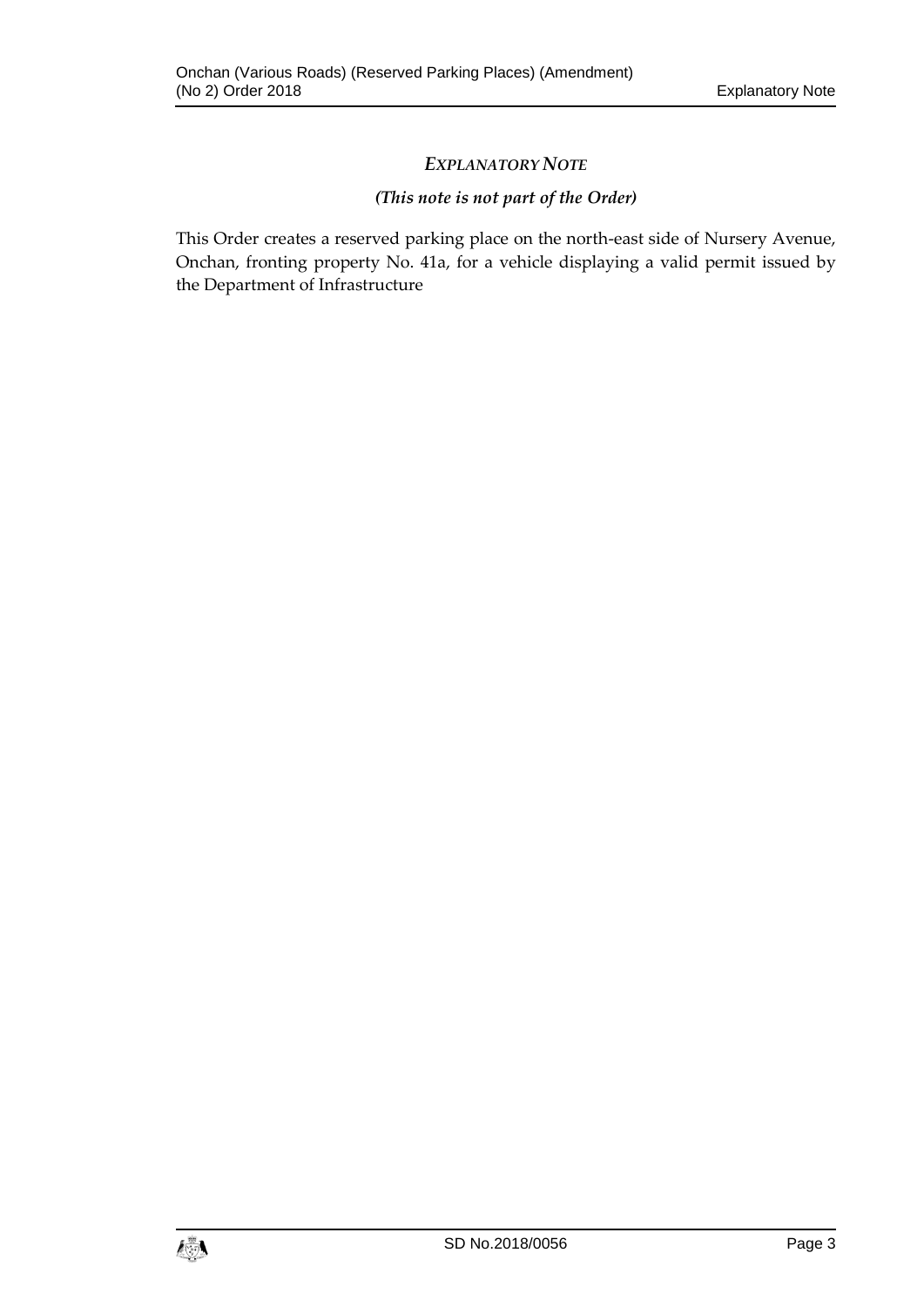## *EXPLANATORY NOTE*

*(This note is not part of the Order)*

This Order creates a reserved parking place on the north-east side of Nursery Avenue, Onchan, fronting property No. 41a, for a vehicle displaying a valid permit issued by the Department of Infrastructure